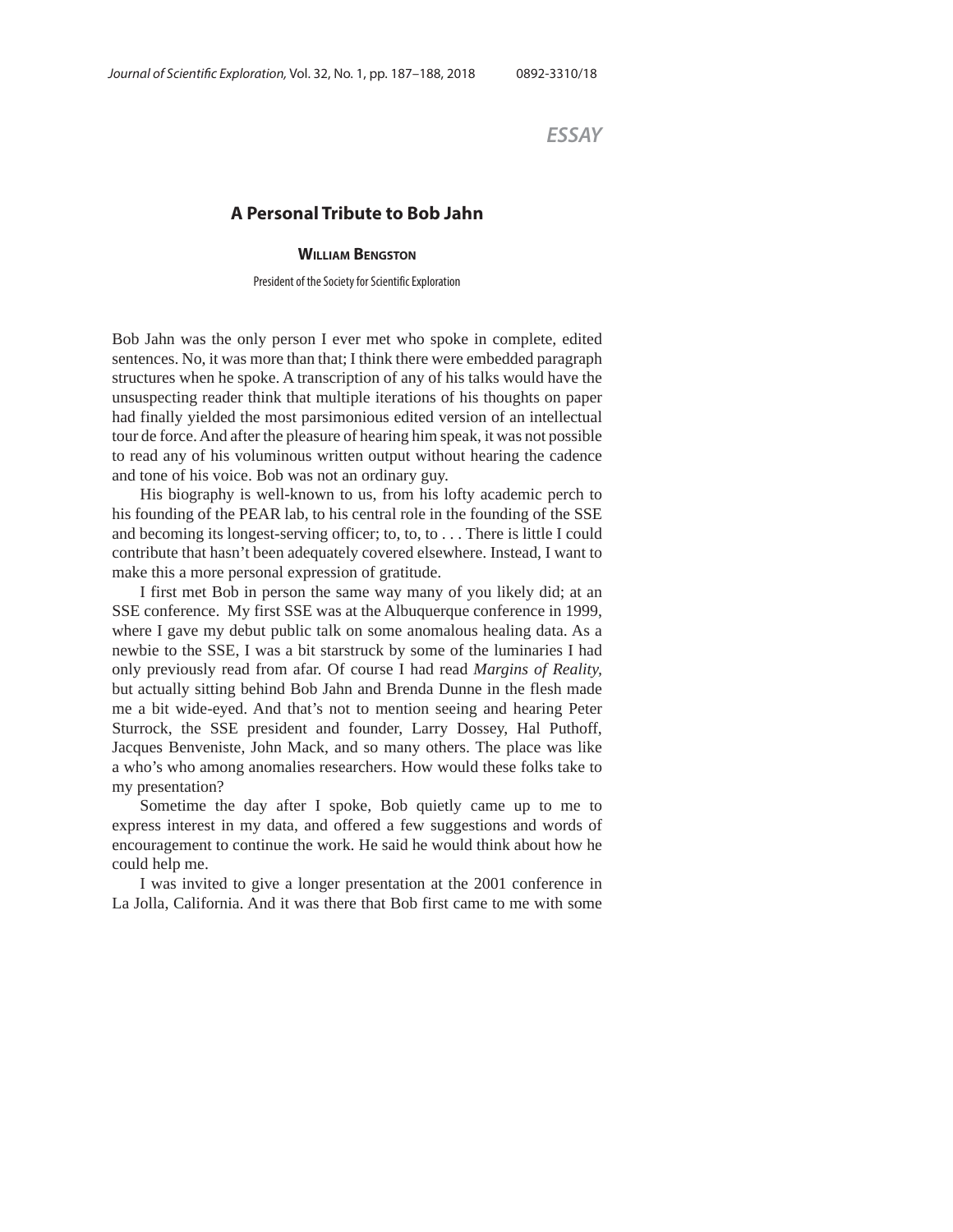*ESSAY*

# A Personal Tribute to Bob Jahn

**William Bengston**

President of the Society for Scientific Exploration

Bob Jahn was the only person I ever met who spoke in complete, edited sentences. No, it was more than that; I think there were embedded paragraph structures when he spoke. A transcription of any of his talks would have the unsuspecting reader think that multiple iterations of his thoughts on paper had finally yielded the most parsimonious edited version of an intellectual tour de force. And after the pleasure of hearing him speak, it was not possible to read any of his voluminous written output without hearing the cadence and tone of his voice. Bob was not an ordinary guy.

His biography is well-known to us, from his lofty academic perch to his founding of the PEAR lab, to his central role in the founding of the SSE and becoming its longest-serving officer; to, to, to . . . There is little I could contribute that hasn't been adequately covered elsewhere. Instead, I want to make this a more personal expression of gratitude.

I first met Bob in person the same way many of you likely did; at an SSE conference. My first SSE was at the Albuquerque conference in 1999, where I gave my debut public talk on some anomalous healing data. As a newbie to the SSE, I was a bit starstruck by some of the luminaries I had only previously read from afar. Of course I had read *Margins of Reality*, but actually sitting behind Bob Jahn and Brenda Dunne in the flesh made me a bit wide-eyed. And that's not to mention seeing and hearing Peter Sturrock, the SSE president and founder, Larry Dossey, Hal Puthoff, Jacques Benveniste, John Mack, and so many others. The place was like a who's who among anomalies researchers. How would these folks take to my presentation?

Sometime the day after I spoke, Bob quietly came up to me to express interest in my data, and offered a few suggestions and words of encouragement to continue the work. He said he would think about how he could help me.

I was invited to give a longer presentation at the 2001 conference in La Jolla, California. And it was there that Bob first came to me with some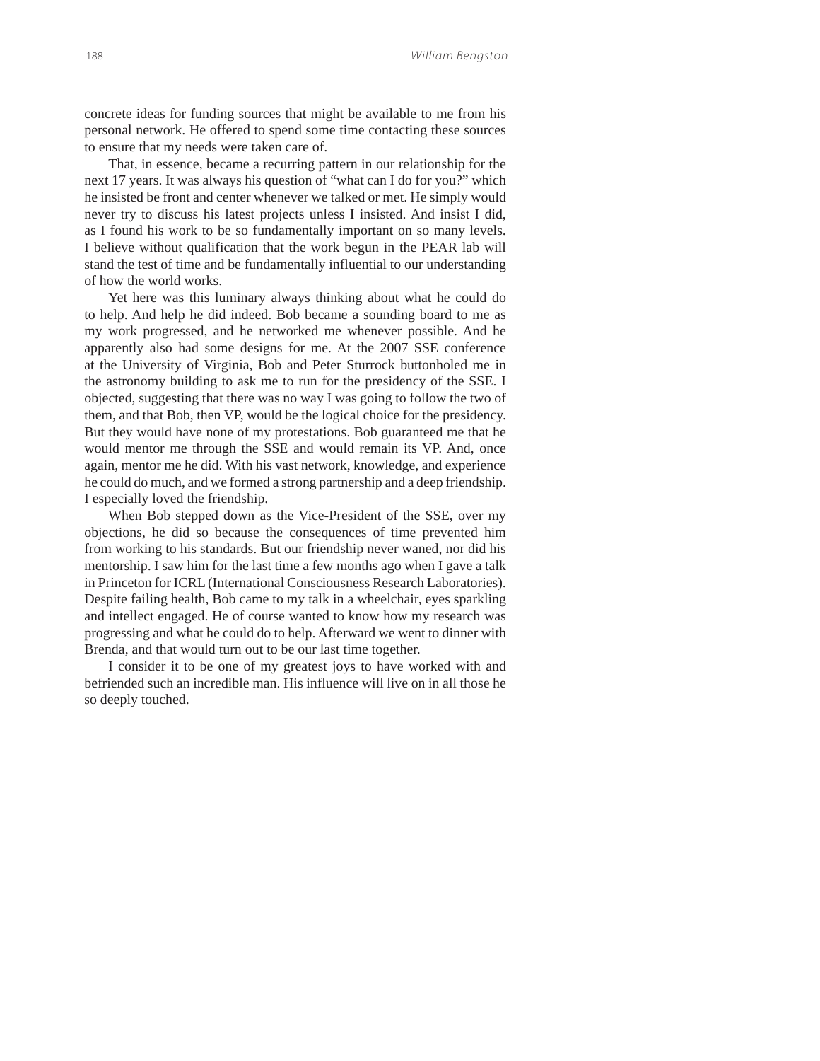concrete ideas for funding sources that might be available to me from his personal network. He offered to spend some time contacting these sources to ensure that my needs were taken care of.

That, in essence, became a recurring pattern in our relationship for the next 17 years. It was always his question of "what can I do for you?" which he insisted be front and center whenever we talked or met. He simply would never try to discuss his latest projects unless I insisted. And insist I did, as I found his work to be so fundamentally important on so many levels. I believe without qualification that the work begun in the PEAR lab will stand the test of time and be fundamentally influential to our understanding of how the world works.

Yet here was this luminary always thinking about what he could do to help. And help he did indeed. Bob became a sounding board to me as my work progressed, and he networked me whenever possible. And he apparently also had some designs for me. At the 2007 SSE conference at the University of Virginia, Bob and Peter Sturrock buttonholed me in the astronomy building to ask me to run for the presidency of the SSE. I objected, suggesting that there was no way I was going to follow the two of them, and that Bob, then VP, would be the logical choice for the presidency. But they would have none of my protestations. Bob guaranteed me that he would mentor me through the SSE and would remain its VP. And, once again, mentor me he did. With his vast network, knowledge, and experience he could do much, and we formed a strong partnership and a deep friendship. I especially loved the friendship.

When Bob stepped down as the Vice-President of the SSE, over my objections, he did so because the consequences of time prevented him from working to his standards. But our friendship never waned, nor did his mentorship. I saw him for the last time a few months ago when I gave a talk in Princeton for ICRL (International Consciousness Research Laboratories). Despite failing health, Bob came to my talk in a wheelchair, eyes sparkling and intellect engaged. He of course wanted to know how my research was progressing and what he could do to help. Afterward we went to dinner with Brenda, and that would turn out to be our last time together.

I consider it to be one of my greatest joys to have worked with and befriended such an incredible man. His influence will live on in all those he so deeply touched.